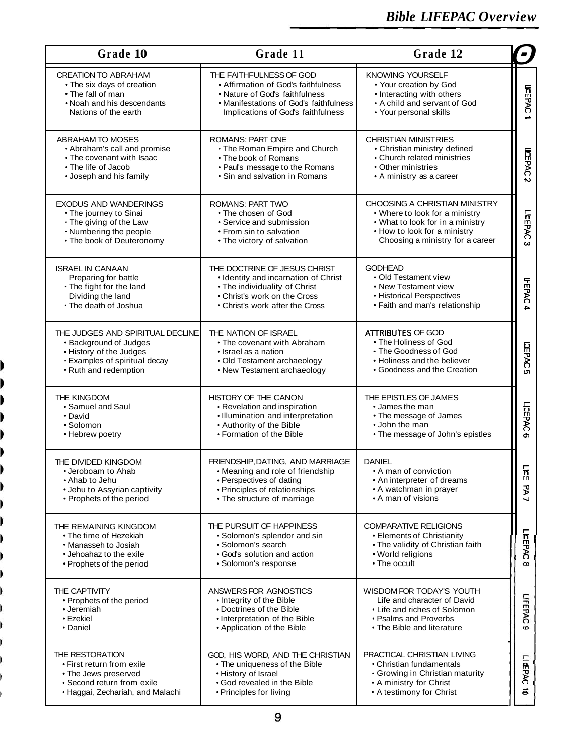# Bible LIFEPAC Overview

| | Grade 10 | Grade 11 | Grade 12 |
|---|---|---|---|
| LIFEPAC 1 | CREATION TO ABRAHAM<br>• The six days of creation<br>• The fall of man<br>• Noah and his descendants<br>Nations of the earth | THE FAITHFULNESS OF GOD<br>• Affirmation of God's faithfulness<br>• Nature of God's faithfulness<br>• Manifestations of God's faithfulness<br>Implications of God's faithfulness | KNOWING YOURSELF<br>• Your creation by God<br>• Interacting with others<br>• A child and servant of God<br>• Your personal skills |
| LIFEPAC 2 | ABRAHAM TO MOSES<br>• Abraham's call and promise<br>• The covenant with Isaac<br>• The life of Jacob<br>• Joseph and his family | ROMANS: PART ONE<br>• The Roman Empire and Church<br>• The book of Romans<br>• Paul's message to the Romans<br>• Sin and salvation in Romans | CHRISTIAN MINISTRIES<br>• Christian ministry defined<br>• Church related ministries<br>• Other ministries<br>• A ministry as a career |
| LIFEPAC 3 | EXODUS AND WANDERINGS<br>• The journey to Sinai<br>• The giving of the Law<br>• Numbering the people<br>• The book of Deuteronomy | ROMANS: PART TWO<br>• The chosen of God<br>• Service and submission<br>• From sin to salvation<br>• The victory of salvation | CHOOSING A CHRISTIAN MINISTRY<br>• Where to look for a ministry<br>• What to look for in a ministry<br>• How to look for a ministry<br>Choosing a ministry for a career |
| LIFEPAC 4 | ISRAEL IN CANAAN<br>Preparing for battle<br>• The fight for the land<br>Dividing the land<br>• The death of Joshua | THE DOCTRINE OF JESUS CHRIST<br>• Identity and incarnation of Christ<br>• The individuality of Christ<br>• Christ's work on the Cross<br>• Christ's work after the Cross | GODHEAD<br>• Old Testament view<br>• New Testament view<br>• Historical Perspectives<br>• Faith and man's relationship |
| LIFEPAC 5 | THE JUDGES AND SPIRITUAL DECLINE<br>• Background of Judges<br>• History of the Judges<br>• Examples of spiritual decay<br>• Ruth and redemption | THE NATION OF ISRAEL<br>• The covenant with Abraham<br>• Israel as a nation<br>• Old Testament archaeology<br>• New Testament archaeology | ATTRIBUTES OF GOD<br>• The Holiness of God<br>• The Goodness of God<br>• Holiness and the believer<br>• Goodness and the Creation |
| LIFEPAC 6 | THE KINGDOM<br>• Samuel and Saul<br>• David<br>• Solomon<br>• Hebrew poetry | HISTORY OF THE CANON<br>• Revelation and inspiration<br>• Illumination and interpretation<br>• Authority of the Bible<br>• Formation of the Bible | THE EPISTLES OF JAMES<br>• James the man<br>• The message of James<br>• John the man<br>• The message of John's epistles |
| LIFEPAC 7 | THE DIVIDED KINGDOM<br>• Jeroboam to Ahab<br>• Ahab to Jehu<br>• Jehu to Assyrian captivity<br>• Prophets of the period | FRIENDSHIP, DATING, AND MARRIAGE<br>• Meaning and role of friendship<br>• Perspectives of dating<br>• Principles of relationships<br>• The structure of marriage | DANIEL<br>• A man of conviction<br>• An interpreter of dreams<br>• A watchman in prayer<br>• A man of visions |
| LIFEPAC 8 | THE REMAINING KINGDOM<br>• The time of Hezekiah<br>• Manasseh to Josiah<br>• Jehoahaz to the exile<br>• Prophets of the period | THE PURSUIT OF HAPPINESS<br>• Solomon's splendor and sin<br>• Solomon's search<br>• God's solution and action<br>• Solomon's response | COMPARATIVE RELIGIONS<br>• Elements of Christianity<br>• The validity of Christian faith<br>• World religions<br>• The occult |
| LIFEPAC 9 | THE CAPTIVITY<br>• Prophets of the period<br>• Jeremiah<br>• Ezekiel<br>• Daniel | ANSWERS FOR AGNOSTICS<br>• Integrity of the Bible<br>• Doctrines of the Bible<br>• Interpretation of the Bible<br>• Application of the Bible | WISDOM FOR TODAY'S YOUTH<br>Life and character of David<br>• Life and riches of Solomon<br>• Psalms and Proverbs<br>• The Bible and literature |
| LIFEPAC 10 | THE RESTORATION<br>• First return from exile<br>• The Jews preserved<br>• Second return from exile<br>• Haggai, Zechariah, and Malachi | GOD, HIS WORD, AND THE CHRISTIAN<br>• The uniqueness of the Bible<br>• History of Israel<br>• God revealed in the Bible<br>• Principles for living | PRACTICAL CHRISTIAN LIVING<br>• Christian fundamentals<br>• Growing in Christian maturity<br>• A ministry for Christ<br>• A testimony for Christ |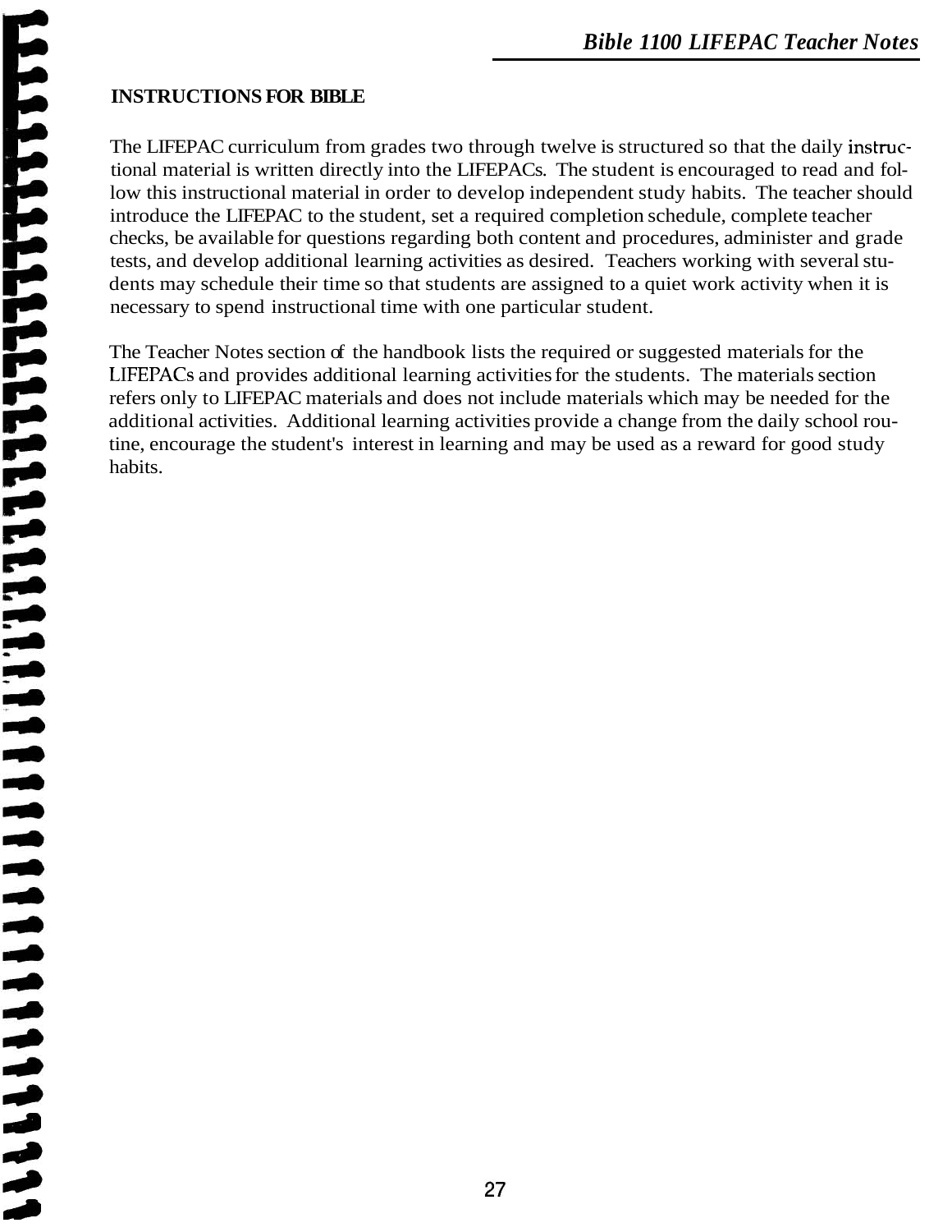## INSTRUCTIONS FOR BIBLE

The LIFEPAC curriculum from grades two through twelve is structured so that the daily instructional material is written directly into the LIFEPACs. The student is encouraged to read and follow this instructional material in order to develop independent study habits. The teacher should introduce the LIFEPAC to the student, set a required completion schedule, complete teacher checks, be available for questions regarding both content and procedures, administer and grade tests, and develop additional learning activities as desired. Teachers working with several students may schedule their time so that students are assigned to a quiet work activity when it is necessary to spend instructional time with one particular student.

The Teacher Notes section of the handbook lists the required or suggested materials for the LIFEPACs and provides additional learning activities for the students. The materials section refers only to LIFEPAC materials and does not include materials which may be needed for the additional activities. Additional learning activities provide a change from the daily school routine, encourage the student's interest in learning and may be used as a reward for good study habits.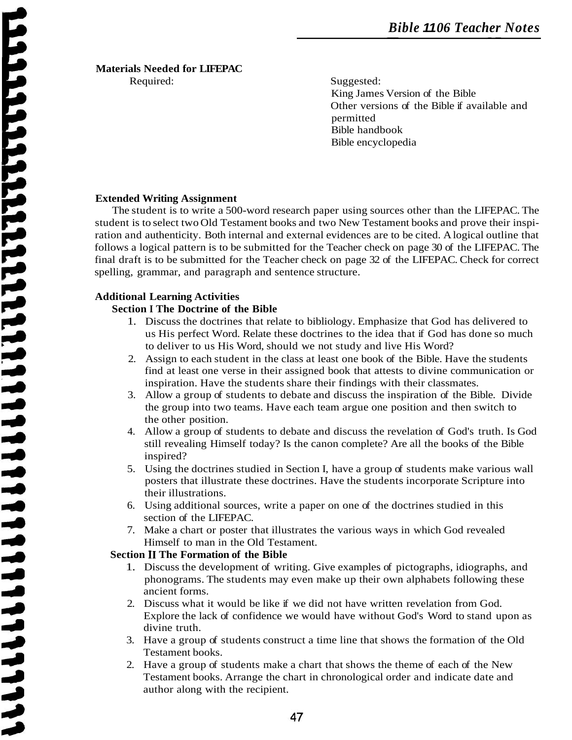**Materials Needed for LIFEPAC**

Required:

Suggested:
King James Version of the Bible
Other versions of the Bible if available and permitted
Bible handbook
Bible encyclopedia

**Extended Writing Assignment**

The student is to write a 500-word research paper using sources other than the LIFEPAC. The student is to select two Old Testament books and two New Testament books and prove their inspiration and authenticity. Both internal and external evidences are to be cited. A logical outline that follows a logical pattern is to be submitted for the Teacher check on page 30 of the LIFEPAC. The final draft is to be submitted for the Teacher check on page 32 of the LIFEPAC. Check for correct spelling, grammar, and paragraph and sentence structure.

**Additional Learning Activities**

**Section I The Doctrine of the Bible**

1. Discuss the doctrines that relate to bibliology. Emphasize that God has delivered to us His perfect Word. Relate these doctrines to the idea that if God has done so much to deliver to us His Word, should we not study and live His Word?
2. Assign to each student in the class at least one book of the Bible. Have the students find at least one verse in their assigned book that attests to divine communication or inspiration. Have the students share their findings with their classmates.
3. Allow a group of students to debate and discuss the inspiration of the Bible. Divide the group into two teams. Have each team argue one position and then switch to the other position.
4. Allow a group of students to debate and discuss the revelation of God's truth. Is God still revealing Himself today? Is the canon complete? Are all the books of the Bible inspired?
5. Using the doctrines studied in Section I, have a group of students make various wall posters that illustrate these doctrines. Have the students incorporate Scripture into their illustrations.
6. Using additional sources, write a paper on one of the doctrines studied in this section of the LIFEPAC.
7. Make a chart or poster that illustrates the various ways in which God revealed Himself to man in the Old Testament.

**Section II The Formation of the Bible**

1. Discuss the development of writing. Give examples of pictographs, idiographs, and phonograms. The students may even make up their own alphabets following these ancient forms.
2. Discuss what it would be like if we did not have written revelation from God. Explore the lack of confidence we would have without God's Word to stand upon as divine truth.
3. Have a group of students construct a time line that shows the formation of the Old Testament books.
2. Have a group of students make a chart that shows the theme of each of the New Testament books. Arrange the chart in chronological order and indicate date and author along with the recipient.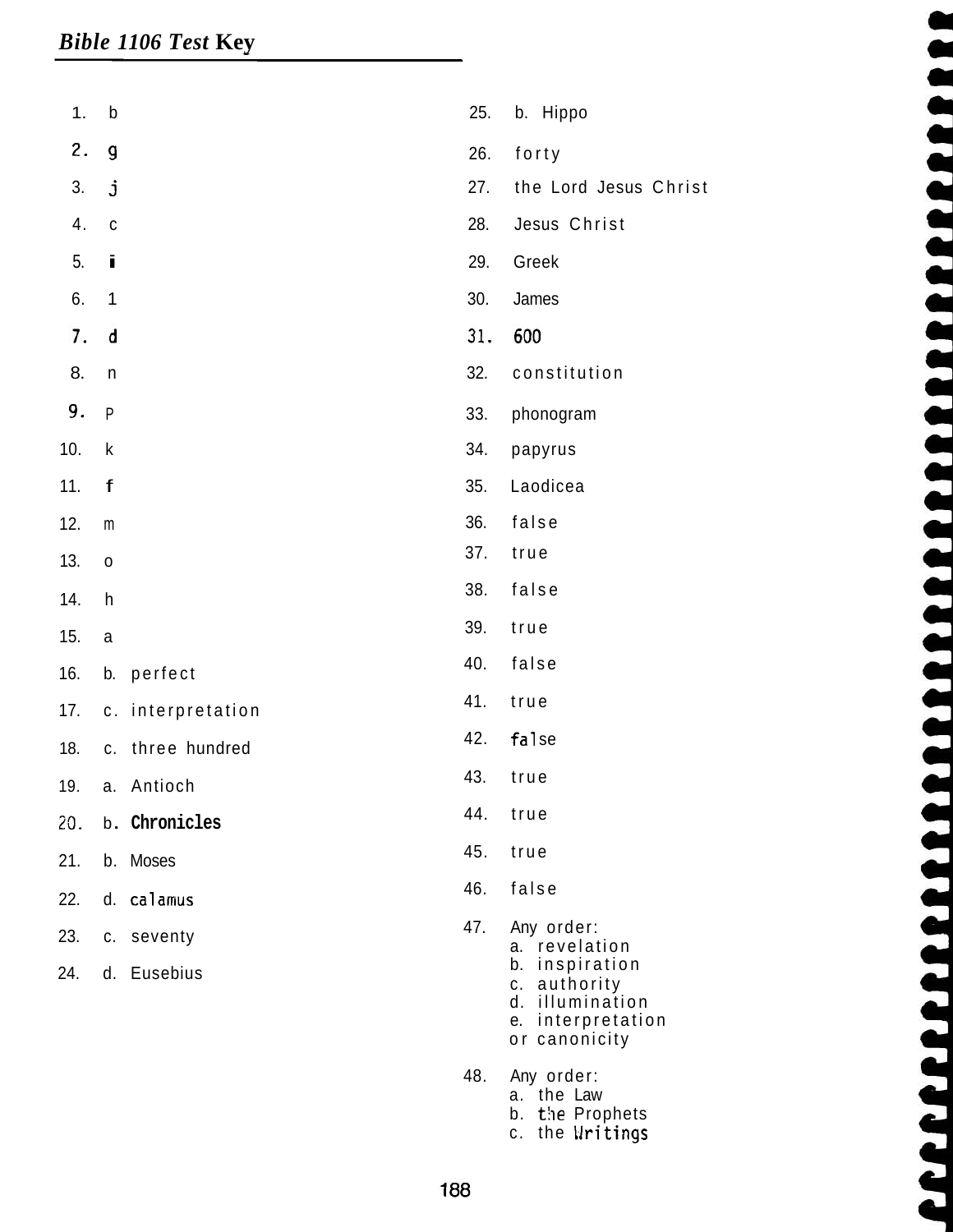## *Bible 1106 Test* Key

1. b
2. g
3. j
4. c
5. i
6. 1
7. d
8. n
9. P
10. k
11. f
12. m
13. o
14. h
15. a
16. b. perfect
17. c. interpretation
18. c. three hundred
19. a. Antioch
20. b. Chronicles
21. b. Moses
22. d. calamus
23. c. seventy
24. d. Eusebius
25. b. Hippo
26. forty
27. the Lord Jesus Christ
28. Jesus Christ
29. Greek
30. James
31. 600
32. constitution
33. phonogram
34. papyrus
35. Laodicea
36. false
37. true
38. false
39. true
40. false
41. true
42. false
43. true
44. true
45. true
46. false
47. Any order:
    a. revelation
    b. inspiration
    c. authority
    d. illumination
    e. interpretation
    or canonicity
48. Any order:
    a. the Law
    b. the Prophets
    c. the Writings